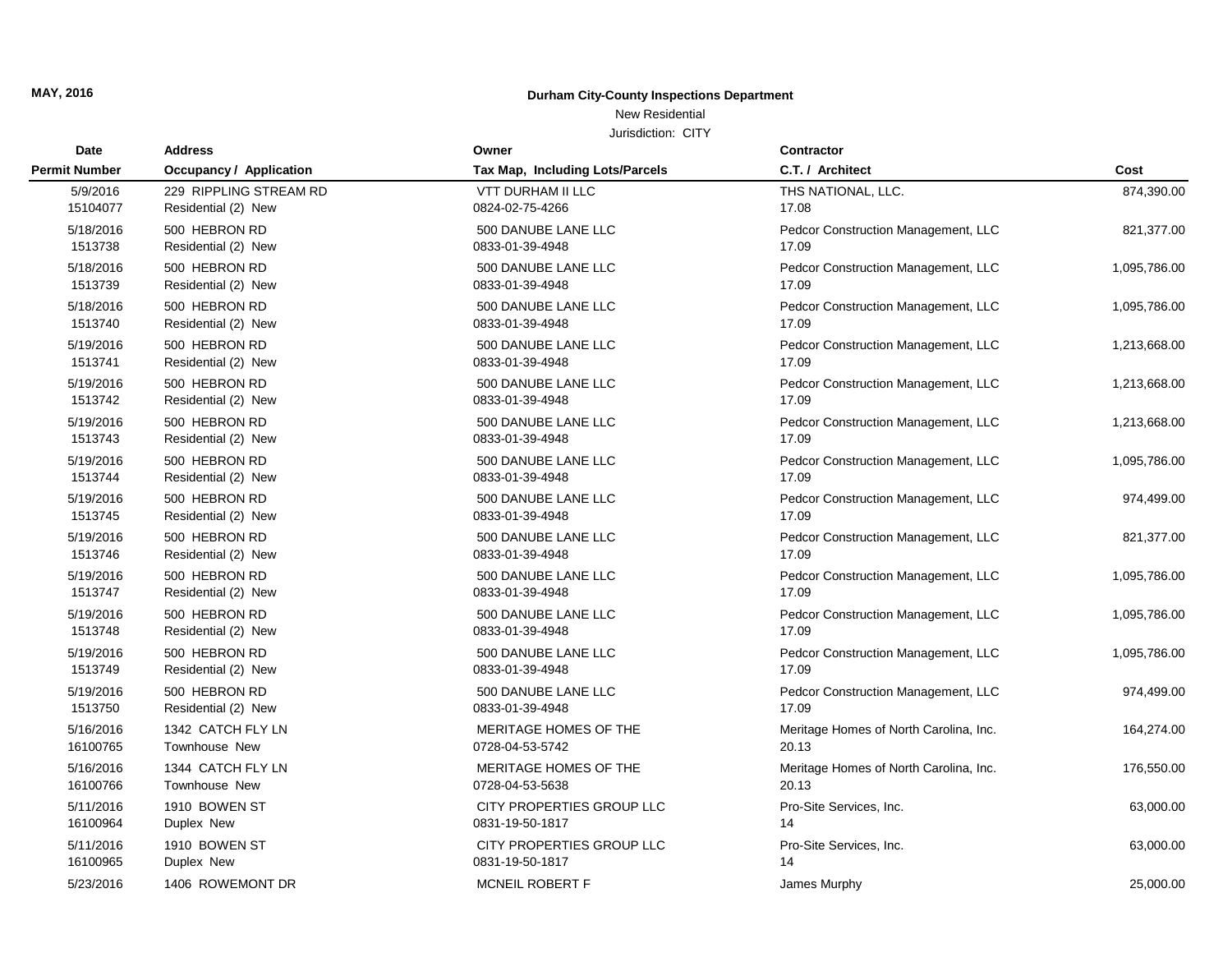MAY, 2016

**Durham City-County Inspections Department**

New Residential

Jurisdiction: CITY

| Date / Permit Number | Address / Occupancy / Application | Owner / Tax Map, Including Lots/Parcels | Contractor / C.T. / Architect | Cost |
|---|---|---|---|---|
| 5/9/2016<br>15104077 | 229 RIPPLING STREAM RD<br>Residential (2) New | VTT DURHAM II LLC<br>0824-02-75-4266 | THS NATIONAL, LLC.<br>17.08 | 874,390.00 |
| 5/18/2016<br>1513738 | 500 HEBRON RD<br>Residential (2) New | 500 DANUBE LANE LLC<br>0833-01-39-4948 | Pedcor Construction Management, LLC<br>17.09 | 821,377.00 |
| 5/18/2016<br>1513739 | 500 HEBRON RD<br>Residential (2) New | 500 DANUBE LANE LLC<br>0833-01-39-4948 | Pedcor Construction Management, LLC<br>17.09 | 1,095,786.00 |
| 5/18/2016<br>1513740 | 500 HEBRON RD<br>Residential (2) New | 500 DANUBE LANE LLC<br>0833-01-39-4948 | Pedcor Construction Management, LLC<br>17.09 | 1,095,786.00 |
| 5/19/2016<br>1513741 | 500 HEBRON RD<br>Residential (2) New | 500 DANUBE LANE LLC<br>0833-01-39-4948 | Pedcor Construction Management, LLC<br>17.09 | 1,213,668.00 |
| 5/19/2016<br>1513742 | 500 HEBRON RD<br>Residential (2) New | 500 DANUBE LANE LLC<br>0833-01-39-4948 | Pedcor Construction Management, LLC<br>17.09 | 1,213,668.00 |
| 5/19/2016<br>1513743 | 500 HEBRON RD<br>Residential (2) New | 500 DANUBE LANE LLC<br>0833-01-39-4948 | Pedcor Construction Management, LLC<br>17.09 | 1,213,668.00 |
| 5/19/2016<br>1513744 | 500 HEBRON RD<br>Residential (2) New | 500 DANUBE LANE LLC<br>0833-01-39-4948 | Pedcor Construction Management, LLC<br>17.09 | 1,095,786.00 |
| 5/19/2016<br>1513745 | 500 HEBRON RD<br>Residential (2) New | 500 DANUBE LANE LLC<br>0833-01-39-4948 | Pedcor Construction Management, LLC<br>17.09 | 974,499.00 |
| 5/19/2016<br>1513746 | 500 HEBRON RD<br>Residential (2) New | 500 DANUBE LANE LLC<br>0833-01-39-4948 | Pedcor Construction Management, LLC<br>17.09 | 821,377.00 |
| 5/19/2016<br>1513747 | 500 HEBRON RD<br>Residential (2) New | 500 DANUBE LANE LLC<br>0833-01-39-4948 | Pedcor Construction Management, LLC<br>17.09 | 1,095,786.00 |
| 5/19/2016<br>1513748 | 500 HEBRON RD<br>Residential (2) New | 500 DANUBE LANE LLC<br>0833-01-39-4948 | Pedcor Construction Management, LLC<br>17.09 | 1,095,786.00 |
| 5/19/2016<br>1513749 | 500 HEBRON RD<br>Residential (2) New | 500 DANUBE LANE LLC<br>0833-01-39-4948 | Pedcor Construction Management, LLC<br>17.09 | 1,095,786.00 |
| 5/19/2016<br>1513750 | 500 HEBRON RD<br>Residential (2) New | 500 DANUBE LANE LLC<br>0833-01-39-4948 | Pedcor Construction Management, LLC<br>17.09 | 974,499.00 |
| 5/16/2016<br>16100765 | 1342 CATCH FLY LN<br>Townhouse New | MERITAGE HOMES OF THE<br>0728-04-53-5742 | Meritage Homes of North Carolina, Inc.<br>20.13 | 164,274.00 |
| 5/16/2016<br>16100766 | 1344 CATCH FLY LN<br>Townhouse New | MERITAGE HOMES OF THE<br>0728-04-53-5638 | Meritage Homes of North Carolina, Inc.<br>20.13 | 176,550.00 |
| 5/11/2016<br>16100964 | 1910 BOWEN ST<br>Duplex New | CITY PROPERTIES GROUP LLC<br>0831-19-50-1817 | Pro-Site Services, Inc.<br>14 | 63,000.00 |
| 5/11/2016<br>16100965 | 1910 BOWEN ST<br>Duplex New | CITY PROPERTIES GROUP LLC<br>0831-19-50-1817 | Pro-Site Services, Inc.<br>14 | 63,000.00 |
| 5/23/2016 | 1406 ROWEMONT DR | MCNEIL ROBERT F | James Murphy | 25,000.00 |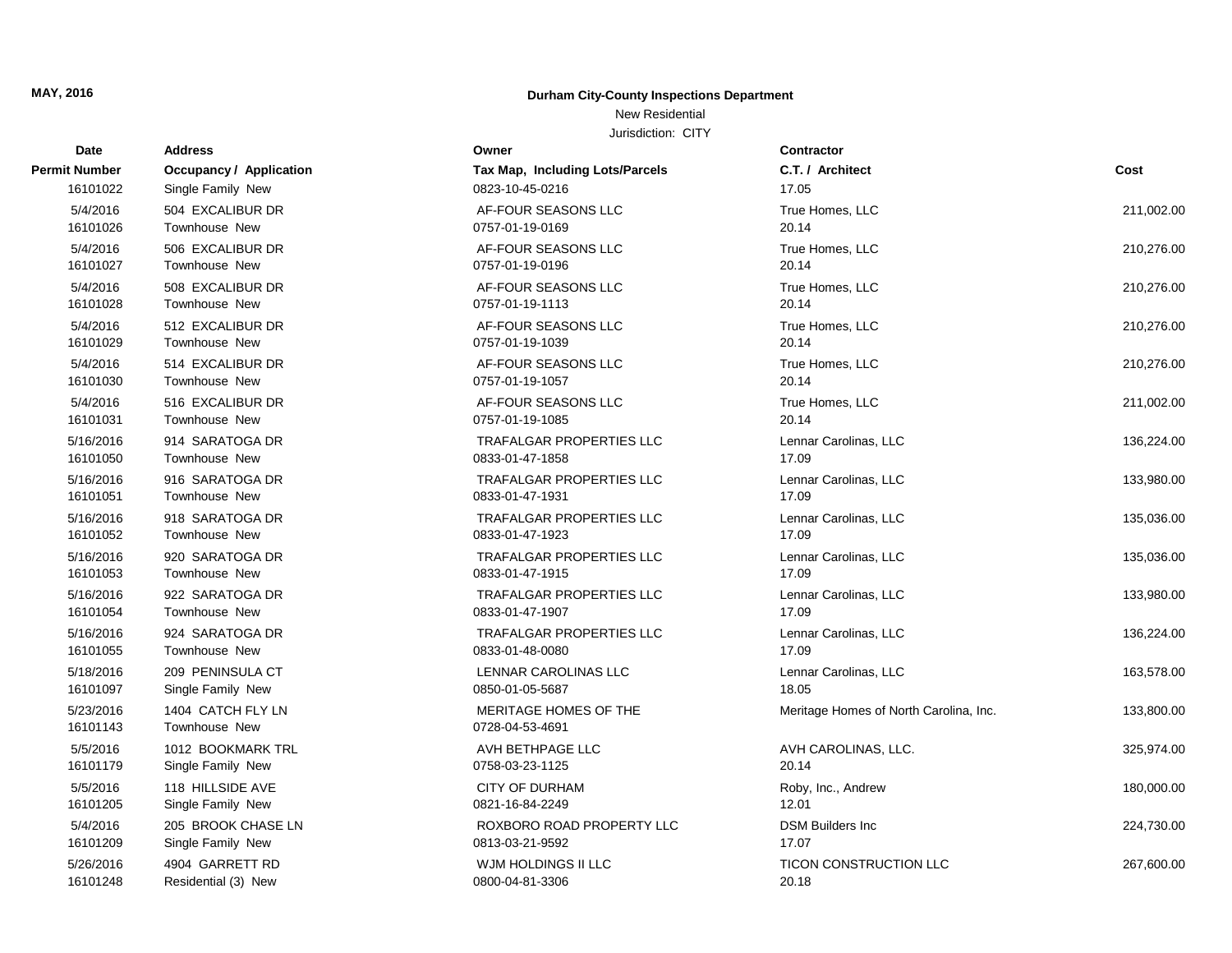**MAY, 2016**

**Durham City-County Inspections Department**

New Residential

Jurisdiction: CITY

| Date / Permit Number | Address / Occupancy / Application | Owner / Tax Map, Including Lots/Parcels | Contractor / C.T. / Architect | Cost |
|---|---|---|---|---|
| 16101022 | Single Family New | 0823-10-45-0216 | 17.05 | |
| 5/4/2016 | 504 EXCALIBUR DR | AF-FOUR SEASONS LLC | True Homes, LLC | 211,002.00 |
| 16101026 | Townhouse New | 0757-01-19-0169 | 20.14 | |
| 5/4/2016 | 506 EXCALIBUR DR | AF-FOUR SEASONS LLC | True Homes, LLC | 210,276.00 |
| 16101027 | Townhouse New | 0757-01-19-0196 | 20.14 | |
| 5/4/2016 | 508 EXCALIBUR DR | AF-FOUR SEASONS LLC | True Homes, LLC | 210,276.00 |
| 16101028 | Townhouse New | 0757-01-19-1113 | 20.14 | |
| 5/4/2016 | 512 EXCALIBUR DR | AF-FOUR SEASONS LLC | True Homes, LLC | 210,276.00 |
| 16101029 | Townhouse New | 0757-01-19-1039 | 20.14 | |
| 5/4/2016 | 514 EXCALIBUR DR | AF-FOUR SEASONS LLC | True Homes, LLC | 210,276.00 |
| 16101030 | Townhouse New | 0757-01-19-1057 | 20.14 | |
| 5/4/2016 | 516 EXCALIBUR DR | AF-FOUR SEASONS LLC | True Homes, LLC | 211,002.00 |
| 16101031 | Townhouse New | 0757-01-19-1085 | 20.14 | |
| 5/16/2016 | 914 SARATOGA DR | TRAFALGAR PROPERTIES LLC | Lennar Carolinas, LLC | 136,224.00 |
| 16101050 | Townhouse New | 0833-01-47-1858 | 17.09 | |
| 5/16/2016 | 916 SARATOGA DR | TRAFALGAR PROPERTIES LLC | Lennar Carolinas, LLC | 133,980.00 |
| 16101051 | Townhouse New | 0833-01-47-1931 | 17.09 | |
| 5/16/2016 | 918 SARATOGA DR | TRAFALGAR PROPERTIES LLC | Lennar Carolinas, LLC | 135,036.00 |
| 16101052 | Townhouse New | 0833-01-47-1923 | 17.09 | |
| 5/16/2016 | 920 SARATOGA DR | TRAFALGAR PROPERTIES LLC | Lennar Carolinas, LLC | 135,036.00 |
| 16101053 | Townhouse New | 0833-01-47-1915 | 17.09 | |
| 5/16/2016 | 922 SARATOGA DR | TRAFALGAR PROPERTIES LLC | Lennar Carolinas, LLC | 133,980.00 |
| 16101054 | Townhouse New | 0833-01-47-1907 | 17.09 | |
| 5/16/2016 | 924 SARATOGA DR | TRAFALGAR PROPERTIES LLC | Lennar Carolinas, LLC | 136,224.00 |
| 16101055 | Townhouse New | 0833-01-48-0080 | 17.09 | |
| 5/18/2016 | 209 PENINSULA CT | LENNAR CAROLINAS LLC | Lennar Carolinas, LLC | 163,578.00 |
| 16101097 | Single Family New | 0850-01-05-5687 | 18.05 | |
| 5/23/2016 | 1404 CATCH FLY LN | MERITAGE HOMES OF THE | Meritage Homes of North Carolina, Inc. | 133,800.00 |
| 16101143 | Townhouse New | 0728-04-53-4691 | | |
| 5/5/2016 | 1012 BOOKMARK TRL | AVH BETHPAGE LLC | AVH CAROLINAS, LLC. | 325,974.00 |
| 16101179 | Single Family New | 0758-03-23-1125 | 20.14 | |
| 5/5/2016 | 118 HILLSIDE AVE | CITY OF DURHAM | Roby, Inc., Andrew | 180,000.00 |
| 16101205 | Single Family New | 0821-16-84-2249 | 12.01 | |
| 5/4/2016 | 205 BROOK CHASE LN | ROXBORO ROAD PROPERTY LLC | DSM Builders Inc | 224,730.00 |
| 16101209 | Single Family New | 0813-03-21-9592 | 17.07 | |
| 5/26/2016 | 4904 GARRETT RD | WJM HOLDINGS II LLC | TICON CONSTRUCTION LLC | 267,600.00 |
| 16101248 | Residential (3) New | 0800-04-81-3306 | 20.18 | |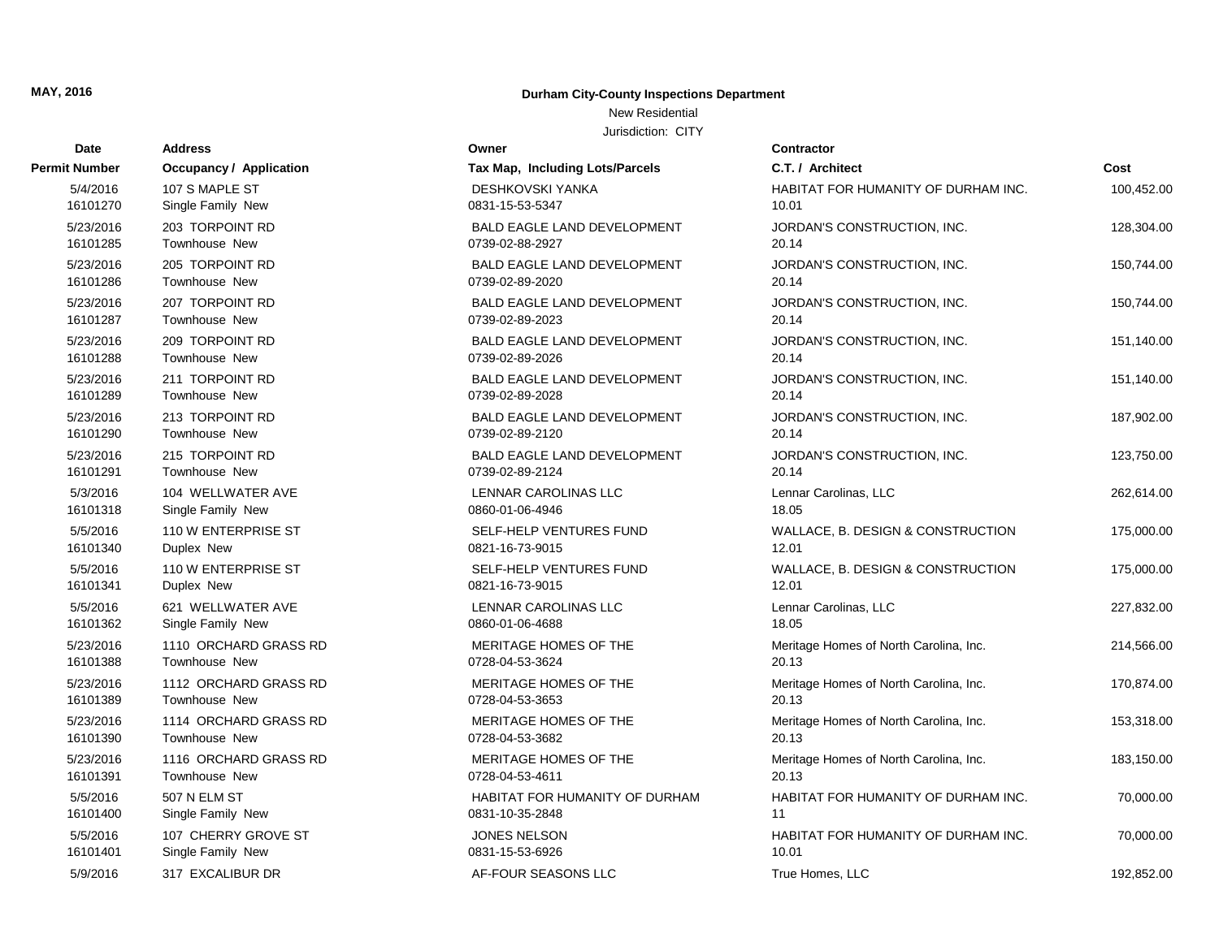**MAY, 2016**

**Durham City-County Inspections Department**

New Residential

Jurisdiction: CITY

| Date / Permit Number | Address / Occupancy / Application | Owner / Tax Map, Including Lots/Parcels | Contractor / C.T. / Architect | Cost |
|---|---|---|---|---|
| 5/4/2016<br>16101270 | 107 S MAPLE ST<br>Single Family New | DESHKOVSKI YANKA<br>0831-15-53-5347 | HABITAT FOR HUMANITY OF DURHAM INC.<br>10.01 | 100,452.00 |
| 5/23/2016<br>16101285 | 203 TORPOINT RD<br>Townhouse New | BALD EAGLE LAND DEVELOPMENT<br>0739-02-88-2927 | JORDAN'S CONSTRUCTION, INC.<br>20.14 | 128,304.00 |
| 5/23/2016<br>16101286 | 205 TORPOINT RD<br>Townhouse New | BALD EAGLE LAND DEVELOPMENT<br>0739-02-89-2020 | JORDAN'S CONSTRUCTION, INC.<br>20.14 | 150,744.00 |
| 5/23/2016<br>16101287 | 207 TORPOINT RD<br>Townhouse New | BALD EAGLE LAND DEVELOPMENT<br>0739-02-89-2023 | JORDAN'S CONSTRUCTION, INC.<br>20.14 | 150,744.00 |
| 5/23/2016<br>16101288 | 209 TORPOINT RD<br>Townhouse New | BALD EAGLE LAND DEVELOPMENT<br>0739-02-89-2026 | JORDAN'S CONSTRUCTION, INC.<br>20.14 | 151,140.00 |
| 5/23/2016<br>16101289 | 211 TORPOINT RD<br>Townhouse New | BALD EAGLE LAND DEVELOPMENT<br>0739-02-89-2028 | JORDAN'S CONSTRUCTION, INC.<br>20.14 | 151,140.00 |
| 5/23/2016<br>16101290 | 213 TORPOINT RD<br>Townhouse New | BALD EAGLE LAND DEVELOPMENT<br>0739-02-89-2120 | JORDAN'S CONSTRUCTION, INC.<br>20.14 | 187,902.00 |
| 5/23/2016<br>16101291 | 215 TORPOINT RD<br>Townhouse New | BALD EAGLE LAND DEVELOPMENT<br>0739-02-89-2124 | JORDAN'S CONSTRUCTION, INC.<br>20.14 | 123,750.00 |
| 5/3/2016<br>16101318 | 104 WELLWATER AVE<br>Single Family New | LENNAR CAROLINAS LLC<br>0860-01-06-4946 | Lennar Carolinas, LLC<br>18.05 | 262,614.00 |
| 5/5/2016<br>16101340 | 110 W ENTERPRISE ST<br>Duplex New | SELF-HELP VENTURES FUND<br>0821-16-73-9015 | WALLACE, B. DESIGN & CONSTRUCTION<br>12.01 | 175,000.00 |
| 5/5/2016<br>16101341 | 110 W ENTERPRISE ST<br>Duplex New | SELF-HELP VENTURES FUND<br>0821-16-73-9015 | WALLACE, B. DESIGN & CONSTRUCTION<br>12.01 | 175,000.00 |
| 5/5/2016<br>16101362 | 621 WELLWATER AVE<br>Single Family New | LENNAR CAROLINAS LLC<br>0860-01-06-4688 | Lennar Carolinas, LLC<br>18.05 | 227,832.00 |
| 5/23/2016<br>16101388 | 1110 ORCHARD GRASS RD<br>Townhouse New | MERITAGE HOMES OF THE<br>0728-04-53-3624 | Meritage Homes of North Carolina, Inc.<br>20.13 | 214,566.00 |
| 5/23/2016<br>16101389 | 1112 ORCHARD GRASS RD<br>Townhouse New | MERITAGE HOMES OF THE<br>0728-04-53-3653 | Meritage Homes of North Carolina, Inc.<br>20.13 | 170,874.00 |
| 5/23/2016<br>16101390 | 1114 ORCHARD GRASS RD<br>Townhouse New | MERITAGE HOMES OF THE<br>0728-04-53-3682 | Meritage Homes of North Carolina, Inc.<br>20.13 | 153,318.00 |
| 5/23/2016<br>16101391 | 1116 ORCHARD GRASS RD<br>Townhouse New | MERITAGE HOMES OF THE<br>0728-04-53-4611 | Meritage Homes of North Carolina, Inc.<br>20.13 | 183,150.00 |
| 5/5/2016<br>16101400 | 507 N ELM ST<br>Single Family New | HABITAT FOR HUMANITY OF DURHAM<br>0831-10-35-2848 | HABITAT FOR HUMANITY OF DURHAM INC.<br>11 | 70,000.00 |
| 5/5/2016<br>16101401 | 107 CHERRY GROVE ST<br>Single Family New | JONES NELSON<br>0831-15-53-6926 | HABITAT FOR HUMANITY OF DURHAM INC.<br>10.01 | 70,000.00 |
| 5/9/2016 | 317 EXCALIBUR DR | AF-FOUR SEASONS LLC | True Homes, LLC | 192,852.00 |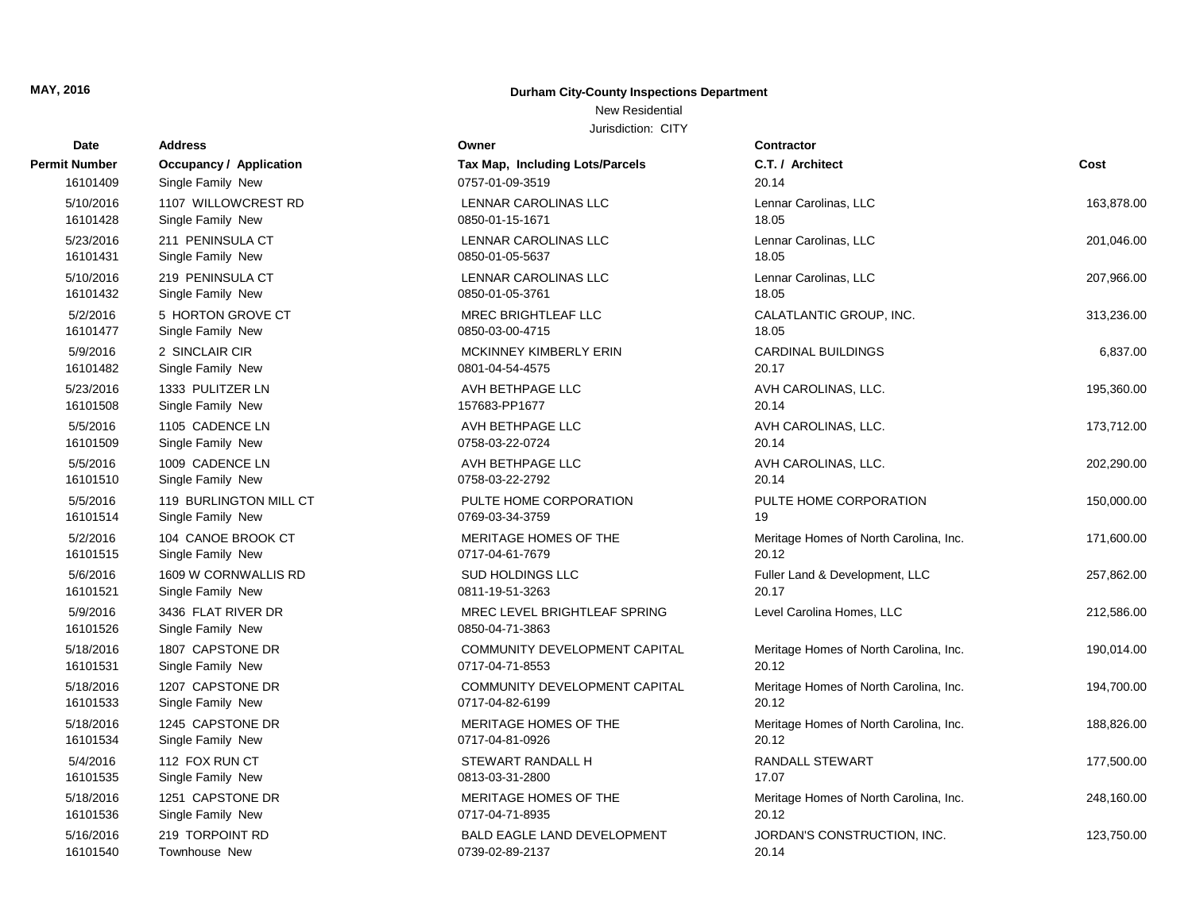**MAY, 2016**

**Durham City-County Inspections Department**

New Residential

Jurisdiction: CITY

| Date / Permit Number | Address / Occupancy / Application | Owner / Tax Map, Including Lots/Parcels | Contractor / C.T. / Architect | Cost |
|---|---|---|---|---|
| 16101409 | Single Family New | 0757-01-09-3519 | 20.14 | |
| 5/10/2016 | 1107 WILLOWCREST RD | LENNAR CAROLINAS LLC | Lennar Carolinas, LLC | 163,878.00 |
| 16101428 | Single Family New | 0850-01-15-1671 | 18.05 | |
| 5/23/2016 | 211 PENINSULA CT | LENNAR CAROLINAS LLC | Lennar Carolinas, LLC | 201,046.00 |
| 16101431 | Single Family New | 0850-01-05-5637 | 18.05 | |
| 5/10/2016 | 219 PENINSULA CT | LENNAR CAROLINAS LLC | Lennar Carolinas, LLC | 207,966.00 |
| 16101432 | Single Family New | 0850-01-05-3761 | 18.05 | |
| 5/2/2016 | 5 HORTON GROVE CT | MREC BRIGHTLEAF LLC | CALATLANTIC GROUP, INC. | 313,236.00 |
| 16101477 | Single Family New | 0850-03-00-4715 | 18.05 | |
| 5/9/2016 | 2 SINCLAIR CIR | MCKINNEY KIMBERLY ERIN | CARDINAL BUILDINGS | 6,837.00 |
| 16101482 | Single Family New | 0801-04-54-4575 | 20.17 | |
| 5/23/2016 | 1333 PULITZER LN | AVH BETHPAGE LLC | AVH CAROLINAS, LLC. | 195,360.00 |
| 16101508 | Single Family New | 157683-PP1677 | 20.14 | |
| 5/5/2016 | 1105 CADENCE LN | AVH BETHPAGE LLC | AVH CAROLINAS, LLC. | 173,712.00 |
| 16101509 | Single Family New | 0758-03-22-0724 | 20.14 | |
| 5/5/2016 | 1009 CADENCE LN | AVH BETHPAGE LLC | AVH CAROLINAS, LLC. | 202,290.00 |
| 16101510 | Single Family New | 0758-03-22-2792 | 20.14 | |
| 5/5/2016 | 119 BURLINGTON MILL CT | PULTE HOME CORPORATION | PULTE HOME CORPORATION | 150,000.00 |
| 16101514 | Single Family New | 0769-03-34-3759 | 19 | |
| 5/2/2016 | 104 CANOE BROOK CT | MERITAGE HOMES OF THE | Meritage Homes of North Carolina, Inc. | 171,600.00 |
| 16101515 | Single Family New | 0717-04-61-7679 | 20.12 | |
| 5/6/2016 | 1609 W CORNWALLIS RD | SUD HOLDINGS LLC | Fuller Land & Development, LLC | 257,862.00 |
| 16101521 | Single Family New | 0811-19-51-3263 | 20.17 | |
| 5/9/2016 | 3436 FLAT RIVER DR | MREC LEVEL BRIGHTLEAF SPRING | Level Carolina Homes, LLC | 212,586.00 |
| 16101526 | Single Family New | 0850-04-71-3863 | | |
| 5/18/2016 | 1807 CAPSTONE DR | COMMUNITY DEVELOPMENT CAPITAL | Meritage Homes of North Carolina, Inc. | 190,014.00 |
| 16101531 | Single Family New | 0717-04-71-8553 | 20.12 | |
| 5/18/2016 | 1207 CAPSTONE DR | COMMUNITY DEVELOPMENT CAPITAL | Meritage Homes of North Carolina, Inc. | 194,700.00 |
| 16101533 | Single Family New | 0717-04-82-6199 | 20.12 | |
| 5/18/2016 | 1245 CAPSTONE DR | MERITAGE HOMES OF THE | Meritage Homes of North Carolina, Inc. | 188,826.00 |
| 16101534 | Single Family New | 0717-04-81-0926 | 20.12 | |
| 5/4/2016 | 112 FOX RUN CT | STEWART RANDALL H | RANDALL STEWART | 177,500.00 |
| 16101535 | Single Family New | 0813-03-31-2800 | 17.07 | |
| 5/18/2016 | 1251 CAPSTONE DR | MERITAGE HOMES OF THE | Meritage Homes of North Carolina, Inc. | 248,160.00 |
| 16101536 | Single Family New | 0717-04-71-8935 | 20.12 | |
| 5/16/2016 | 219 TORPOINT RD | BALD EAGLE LAND DEVELOPMENT | JORDAN'S CONSTRUCTION, INC. | 123,750.00 |
| 16101540 | Townhouse New | 0739-02-89-2137 | 20.14 | |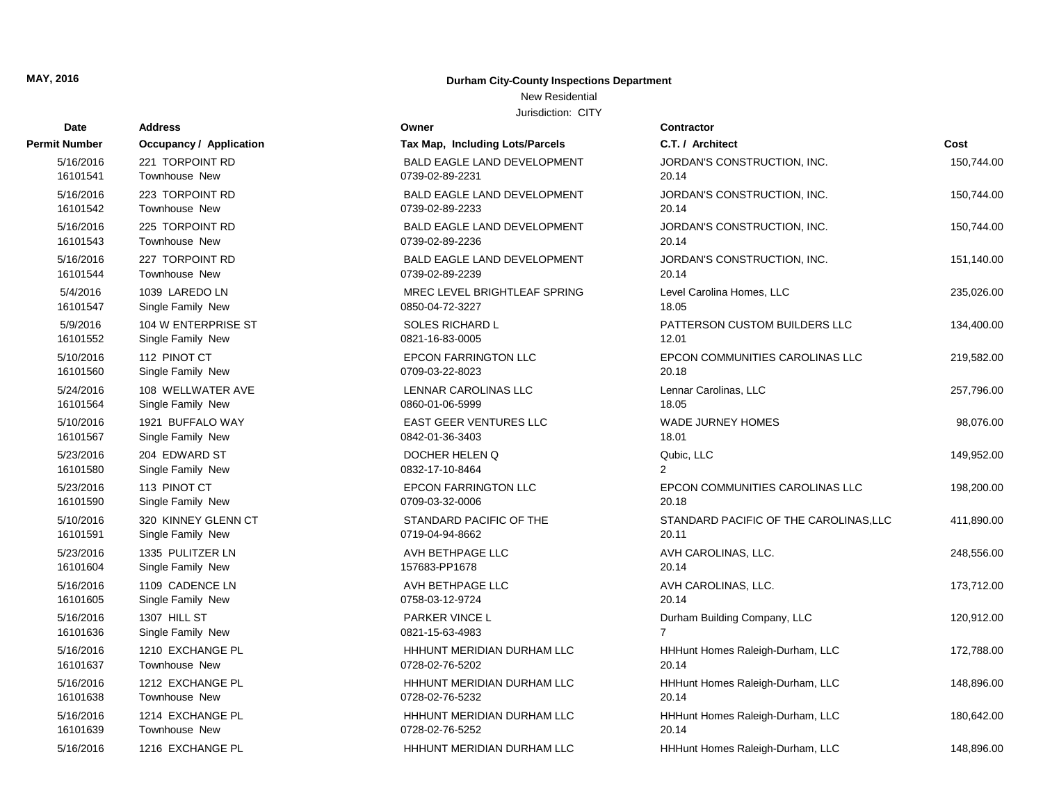**MAY, 2016**

**Durham City-County Inspections Department**

New Residential

Jurisdiction: CITY

| Date<br>Permit Number | Address<br>Occupancy / Application | Owner<br>Tax Map, Including Lots/Parcels | Contractor<br>C.T. / Architect | Cost |
|---|---|---|---|---|
| 5/16/2016<br>16101541 | 221 TORPOINT RD<br>Townhouse New | BALD EAGLE LAND DEVELOPMENT<br>0739-02-89-2231 | JORDAN'S CONSTRUCTION, INC.<br>20.14 | 150,744.00 |
| 5/16/2016<br>16101542 | 223 TORPOINT RD<br>Townhouse New | BALD EAGLE LAND DEVELOPMENT<br>0739-02-89-2233 | JORDAN'S CONSTRUCTION, INC.<br>20.14 | 150,744.00 |
| 5/16/2016<br>16101543 | 225 TORPOINT RD<br>Townhouse New | BALD EAGLE LAND DEVELOPMENT<br>0739-02-89-2236 | JORDAN'S CONSTRUCTION, INC.<br>20.14 | 150,744.00 |
| 5/16/2016<br>16101544 | 227 TORPOINT RD<br>Townhouse New | BALD EAGLE LAND DEVELOPMENT<br>0739-02-89-2239 | JORDAN'S CONSTRUCTION, INC.<br>20.14 | 151,140.00 |
| 5/4/2016<br>16101547 | 1039 LAREDO LN<br>Single Family New | MREC LEVEL BRIGHTLEAF SPRING<br>0850-04-72-3227 | Level Carolina Homes, LLC<br>18.05 | 235,026.00 |
| 5/9/2016<br>16101552 | 104 W ENTERPRISE ST<br>Single Family New | SOLES RICHARD L<br>0821-16-83-0005 | PATTERSON CUSTOM BUILDERS LLC<br>12.01 | 134,400.00 |
| 5/10/2016<br>16101560 | 112 PINOT CT<br>Single Family New | EPCON FARRINGTON LLC<br>0709-03-22-8023 | EPCON COMMUNITIES CAROLINAS LLC<br>20.18 | 219,582.00 |
| 5/24/2016<br>16101564 | 108 WELLWATER AVE<br>Single Family New | LENNAR CAROLINAS LLC<br>0860-01-06-5999 | Lennar Carolinas, LLC<br>18.05 | 257,796.00 |
| 5/10/2016<br>16101567 | 1921 BUFFALO WAY<br>Single Family New | EAST GEER VENTURES LLC<br>0842-01-36-3403 | WADE JURNEY HOMES<br>18.01 | 98,076.00 |
| 5/23/2016<br>16101580 | 204 EDWARD ST<br>Single Family New | DOCHER HELEN Q<br>0832-17-10-8464 | Qubic, LLC<br>2 | 149,952.00 |
| 5/23/2016<br>16101590 | 113 PINOT CT<br>Single Family New | EPCON FARRINGTON LLC<br>0709-03-32-0006 | EPCON COMMUNITIES CAROLINAS LLC<br>20.18 | 198,200.00 |
| 5/10/2016<br>16101591 | 320 KINNEY GLENN CT<br>Single Family New | STANDARD PACIFIC OF THE<br>0719-04-94-8662 | STANDARD PACIFIC OF THE CAROLINAS,LLC<br>20.11 | 411,890.00 |
| 5/23/2016<br>16101604 | 1335 PULITZER LN<br>Single Family New | AVH BETHPAGE LLC<br>157683-PP1678 | AVH CAROLINAS, LLC.<br>20.14 | 248,556.00 |
| 5/16/2016<br>16101605 | 1109 CADENCE LN<br>Single Family New | AVH BETHPAGE LLC<br>0758-03-12-9724 | AVH CAROLINAS, LLC.<br>20.14 | 173,712.00 |
| 5/16/2016<br>16101636 | 1307 HILL ST<br>Single Family New | PARKER VINCE L<br>0821-15-63-4983 | Durham Building Company, LLC<br>7 | 120,912.00 |
| 5/16/2016<br>16101637 | 1210 EXCHANGE PL<br>Townhouse New | HHHUNT MERIDIAN DURHAM LLC<br>0728-02-76-5202 | HHHunt Homes Raleigh-Durham, LLC<br>20.14 | 172,788.00 |
| 5/16/2016<br>16101638 | 1212 EXCHANGE PL<br>Townhouse New | HHHUNT MERIDIAN DURHAM LLC<br>0728-02-76-5232 | HHHunt Homes Raleigh-Durham, LLC<br>20.14 | 148,896.00 |
| 5/16/2016<br>16101639 | 1214 EXCHANGE PL<br>Townhouse New | HHHUNT MERIDIAN DURHAM LLC<br>0728-02-76-5252 | HHHunt Homes Raleigh-Durham, LLC<br>20.14 | 180,642.00 |
| 5/16/2016 | 1216 EXCHANGE PL | HHHUNT MERIDIAN DURHAM LLC | HHHunt Homes Raleigh-Durham, LLC | 148,896.00 |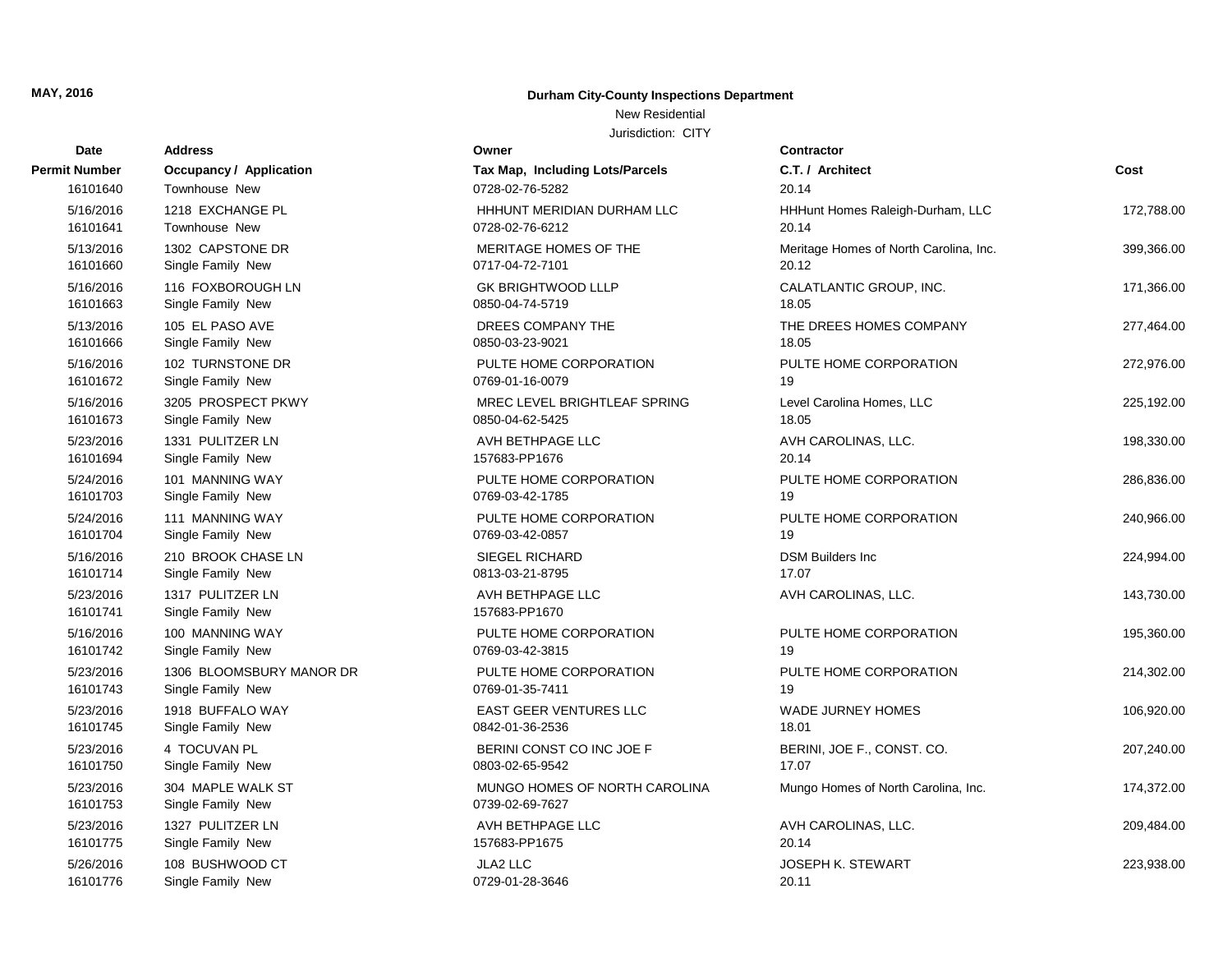**MAY, 2016**

## Durham City-County Inspections Department

New Residential

Jurisdiction: CITY

| Date / Permit Number | Address / Occupancy / Application | Owner / Tax Map, Including Lots/Parcels | Contractor / C.T. / Architect | Cost |
|---|---|---|---|---|
| 16101640 | Townhouse New | 0728-02-76-5282 | 20.14 | |
| 5/16/2016 | 1218 EXCHANGE PL | HHHUNT MERIDIAN DURHAM LLC | HHHunt Homes Raleigh-Durham, LLC | 172,788.00 |
| 16101641 | Townhouse New | 0728-02-76-6212 | 20.14 | |
| 5/13/2016 | 1302 CAPSTONE DR | MERITAGE HOMES OF THE | Meritage Homes of North Carolina, Inc. | 399,366.00 |
| 16101660 | Single Family New | 0717-04-72-7101 | 20.12 | |
| 5/16/2016 | 116 FOXBOROUGH LN | GK BRIGHTWOOD LLLP | CALATLANTIC GROUP, INC. | 171,366.00 |
| 16101663 | Single Family New | 0850-04-74-5719 | 18.05 | |
| 5/13/2016 | 105 EL PASO AVE | DREES COMPANY THE | THE DREES HOMES COMPANY | 277,464.00 |
| 16101666 | Single Family New | 0850-03-23-9021 | 18.05 | |
| 5/16/2016 | 102 TURNSTONE DR | PULTE HOME CORPORATION | PULTE HOME CORPORATION | 272,976.00 |
| 16101672 | Single Family New | 0769-01-16-0079 | 19 | |
| 5/16/2016 | 3205 PROSPECT PKWY | MREC LEVEL BRIGHTLEAF SPRING | Level Carolina Homes, LLC | 225,192.00 |
| 16101673 | Single Family New | 0850-04-62-5425 | 18.05 | |
| 5/23/2016 | 1331 PULITZER LN | AVH BETHPAGE LLC | AVH CAROLINAS, LLC. | 198,330.00 |
| 16101694 | Single Family New | 157683-PP1676 | 20.14 | |
| 5/24/2016 | 101 MANNING WAY | PULTE HOME CORPORATION | PULTE HOME CORPORATION | 286,836.00 |
| 16101703 | Single Family New | 0769-03-42-1785 | 19 | |
| 5/24/2016 | 111 MANNING WAY | PULTE HOME CORPORATION | PULTE HOME CORPORATION | 240,966.00 |
| 16101704 | Single Family New | 0769-03-42-0857 | 19 | |
| 5/16/2016 | 210 BROOK CHASE LN | SIEGEL RICHARD | DSM Builders Inc | 224,994.00 |
| 16101714 | Single Family New | 0813-03-21-8795 | 17.07 | |
| 5/23/2016 | 1317 PULITZER LN | AVH BETHPAGE LLC | AVH CAROLINAS, LLC. | 143,730.00 |
| 16101741 | Single Family New | 157683-PP1670 | | |
| 5/16/2016 | 100 MANNING WAY | PULTE HOME CORPORATION | PULTE HOME CORPORATION | 195,360.00 |
| 16101742 | Single Family New | 0769-03-42-3815 | 19 | |
| 5/23/2016 | 1306 BLOOMSBURY MANOR DR | PULTE HOME CORPORATION | PULTE HOME CORPORATION | 214,302.00 |
| 16101743 | Single Family New | 0769-01-35-7411 | 19 | |
| 5/23/2016 | 1918 BUFFALO WAY | EAST GEER VENTURES LLC | WADE JURNEY HOMES | 106,920.00 |
| 16101745 | Single Family New | 0842-01-36-2536 | 18.01 | |
| 5/23/2016 | 4 TOCUVAN PL | BERINI CONST CO INC JOE F | BERINI, JOE F., CONST. CO. | 207,240.00 |
| 16101750 | Single Family New | 0803-02-65-9542 | 17.07 | |
| 5/23/2016 | 304 MAPLE WALK ST | MUNGO HOMES OF NORTH CAROLINA | Mungo Homes of North Carolina, Inc. | 174,372.00 |
| 16101753 | Single Family New | 0739-02-69-7627 | | |
| 5/23/2016 | 1327 PULITZER LN | AVH BETHPAGE LLC | AVH CAROLINAS, LLC. | 209,484.00 |
| 16101775 | Single Family New | 157683-PP1675 | 20.14 | |
| 5/26/2016 | 108 BUSHWOOD CT | JLA2 LLC | JOSEPH K. STEWART | 223,938.00 |
| 16101776 | Single Family New | 0729-01-28-3646 | 20.11 | |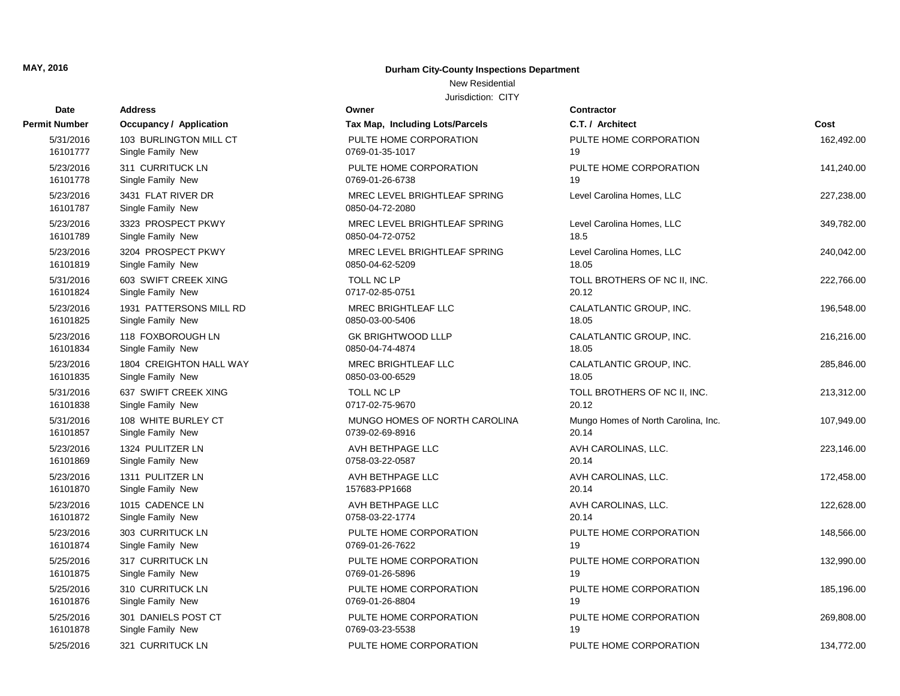MAY, 2016

**Durham City-County Inspections Department**

New Residential

Jurisdiction: CITY

| Date<br>Permit Number | Address<br>Occupancy / Application | Owner<br>Tax Map, Including Lots/Parcels | Contractor<br>C.T. / Architect | Cost |
|---|---|---|---|---|
| 5/31/2016<br>16101777 | 103 BURLINGTON MILL CT<br>Single Family New | PULTE HOME CORPORATION<br>0769-01-35-1017 | PULTE HOME CORPORATION<br>19 | 162,492.00 |
| 5/23/2016<br>16101778 | 311 CURRITUCK LN<br>Single Family New | PULTE HOME CORPORATION<br>0769-01-26-6738 | PULTE HOME CORPORATION<br>19 | 141,240.00 |
| 5/23/2016<br>16101787 | 3431 FLAT RIVER DR<br>Single Family New | MREC LEVEL BRIGHTLEAF SPRING<br>0850-04-72-2080 | Level Carolina Homes, LLC | 227,238.00 |
| 5/23/2016<br>16101789 | 3323 PROSPECT PKWY<br>Single Family New | MREC LEVEL BRIGHTLEAF SPRING<br>0850-04-72-0752 | Level Carolina Homes, LLC<br>18.5 | 349,782.00 |
| 5/23/2016<br>16101819 | 3204 PROSPECT PKWY<br>Single Family New | MREC LEVEL BRIGHTLEAF SPRING<br>0850-04-62-5209 | Level Carolina Homes, LLC<br>18.05 | 240,042.00 |
| 5/31/2016<br>16101824 | 603 SWIFT CREEK XING<br>Single Family New | TOLL NC LP<br>0717-02-85-0751 | TOLL BROTHERS OF NC II, INC.<br>20.12 | 222,766.00 |
| 5/23/2016<br>16101825 | 1931 PATTERSONS MILL RD<br>Single Family New | MREC BRIGHTLEAF LLC<br>0850-03-00-5406 | CALATLANTIC GROUP, INC.<br>18.05 | 196,548.00 |
| 5/23/2016<br>16101834 | 118 FOXBOROUGH LN<br>Single Family New | GK BRIGHTWOOD LLLP<br>0850-04-74-4874 | CALATLANTIC GROUP, INC.<br>18.05 | 216,216.00 |
| 5/23/2016<br>16101835 | 1804 CREIGHTON HALL WAY<br>Single Family New | MREC BRIGHTLEAF LLC<br>0850-03-00-6529 | CALATLANTIC GROUP, INC.<br>18.05 | 285,846.00 |
| 5/31/2016<br>16101838 | 637 SWIFT CREEK XING<br>Single Family New | TOLL NC LP<br>0717-02-75-9670 | TOLL BROTHERS OF NC II, INC.<br>20.12 | 213,312.00 |
| 5/31/2016<br>16101857 | 108 WHITE BURLEY CT<br>Single Family New | MUNGO HOMES OF NORTH CAROLINA<br>0739-02-69-8916 | Mungo Homes of North Carolina, Inc.<br>20.14 | 107,949.00 |
| 5/23/2016<br>16101869 | 1324 PULITZER LN<br>Single Family New | AVH BETHPAGE LLC<br>0758-03-22-0587 | AVH CAROLINAS, LLC.<br>20.14 | 223,146.00 |
| 5/23/2016<br>16101870 | 1311 PULITZER LN<br>Single Family New | AVH BETHPAGE LLC<br>157683-PP1668 | AVH CAROLINAS, LLC.<br>20.14 | 172,458.00 |
| 5/23/2016<br>16101872 | 1015 CADENCE LN<br>Single Family New | AVH BETHPAGE LLC<br>0758-03-22-1774 | AVH CAROLINAS, LLC.<br>20.14 | 122,628.00 |
| 5/23/2016<br>16101874 | 303 CURRITUCK LN<br>Single Family New | PULTE HOME CORPORATION<br>0769-01-26-7622 | PULTE HOME CORPORATION<br>19 | 148,566.00 |
| 5/25/2016<br>16101875 | 317 CURRITUCK LN<br>Single Family New | PULTE HOME CORPORATION<br>0769-01-26-5896 | PULTE HOME CORPORATION<br>19 | 132,990.00 |
| 5/25/2016<br>16101876 | 310 CURRITUCK LN<br>Single Family New | PULTE HOME CORPORATION<br>0769-01-26-8804 | PULTE HOME CORPORATION<br>19 | 185,196.00 |
| 5/25/2016<br>16101878 | 301 DANIELS POST CT<br>Single Family New | PULTE HOME CORPORATION<br>0769-03-23-5538 | PULTE HOME CORPORATION<br>19 | 269,808.00 |
| 5/25/2016 | 321 CURRITUCK LN | PULTE HOME CORPORATION | PULTE HOME CORPORATION | 134,772.00 |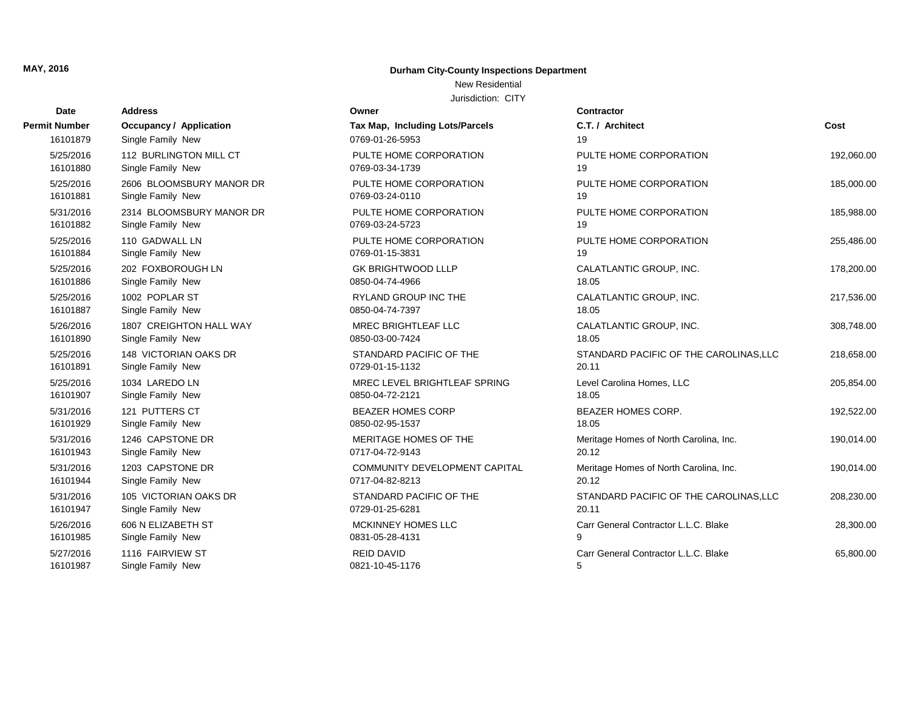**MAY, 2016**

**Durham City-County Inspections Department**

New Residential

Jurisdiction: CITY

| Date<br>Permit Number | Address<br>Occupancy / Application | Owner<br>Tax Map, Including Lots/Parcels | Contractor<br>C.T. / Architect | Cost |
|---|---|---|---|---|
| 16101879 | Single Family New | 0769-01-26-5953 | 19 | |
| 5/25/2016 | 112 BURLINGTON MILL CT | PULTE HOME CORPORATION | PULTE HOME CORPORATION | 192,060.00 |
| 16101880 | Single Family New | 0769-03-34-1739 | 19 | |
| 5/25/2016 | 2606 BLOOMSBURY MANOR DR | PULTE HOME CORPORATION | PULTE HOME CORPORATION | 185,000.00 |
| 16101881 | Single Family New | 0769-03-24-0110 | 19 | |
| 5/31/2016 | 2314 BLOOMSBURY MANOR DR | PULTE HOME CORPORATION | PULTE HOME CORPORATION | 185,988.00 |
| 16101882 | Single Family New | 0769-03-24-5723 | 19 | |
| 5/25/2016 | 110 GADWALL LN | PULTE HOME CORPORATION | PULTE HOME CORPORATION | 255,486.00 |
| 16101884 | Single Family New | 0769-01-15-3831 | 19 | |
| 5/25/2016 | 202 FOXBOROUGH LN | GK BRIGHTWOOD LLLP | CALATLANTIC GROUP, INC. | 178,200.00 |
| 16101886 | Single Family New | 0850-04-74-4966 | 18.05 | |
| 5/25/2016 | 1002 POPLAR ST | RYLAND GROUP INC THE | CALATLANTIC GROUP, INC. | 217,536.00 |
| 16101887 | Single Family New | 0850-04-74-7397 | 18.05 | |
| 5/26/2016 | 1807 CREIGHTON HALL WAY | MREC BRIGHTLEAF LLC | CALATLANTIC GROUP, INC. | 308,748.00 |
| 16101890 | Single Family New | 0850-03-00-7424 | 18.05 | |
| 5/25/2016 | 148 VICTORIAN OAKS DR | STANDARD PACIFIC OF THE | STANDARD PACIFIC OF THE CAROLINAS,LLC | 218,658.00 |
| 16101891 | Single Family New | 0729-01-15-1132 | 20.11 | |
| 5/25/2016 | 1034 LAREDO LN | MREC LEVEL BRIGHTLEAF SPRING | Level Carolina Homes, LLC | 205,854.00 |
| 16101907 | Single Family New | 0850-04-72-2121 | 18.05 | |
| 5/31/2016 | 121 PUTTERS CT | BEAZER HOMES CORP | BEAZER HOMES CORP. | 192,522.00 |
| 16101929 | Single Family New | 0850-02-95-1537 | 18.05 | |
| 5/31/2016 | 1246 CAPSTONE DR | MERITAGE HOMES OF THE | Meritage Homes of North Carolina, Inc. | 190,014.00 |
| 16101943 | Single Family New | 0717-04-72-9143 | 20.12 | |
| 5/31/2016 | 1203 CAPSTONE DR | COMMUNITY DEVELOPMENT CAPITAL | Meritage Homes of North Carolina, Inc. | 190,014.00 |
| 16101944 | Single Family New | 0717-04-82-8213 | 20.12 | |
| 5/31/2016 | 105 VICTORIAN OAKS DR | STANDARD PACIFIC OF THE | STANDARD PACIFIC OF THE CAROLINAS,LLC | 208,230.00 |
| 16101947 | Single Family New | 0729-01-25-6281 | 20.11 | |
| 5/26/2016 | 606 N ELIZABETH ST | MCKINNEY HOMES LLC | Carr General Contractor L.L.C. Blake | 28,300.00 |
| 16101985 | Single Family New | 0831-05-28-4131 | 9 | |
| 5/27/2016 | 1116 FAIRVIEW ST | REID DAVID | Carr General Contractor L.L.C. Blake | 65,800.00 |
| 16101987 | Single Family New | 0821-10-45-1176 | 5 | |